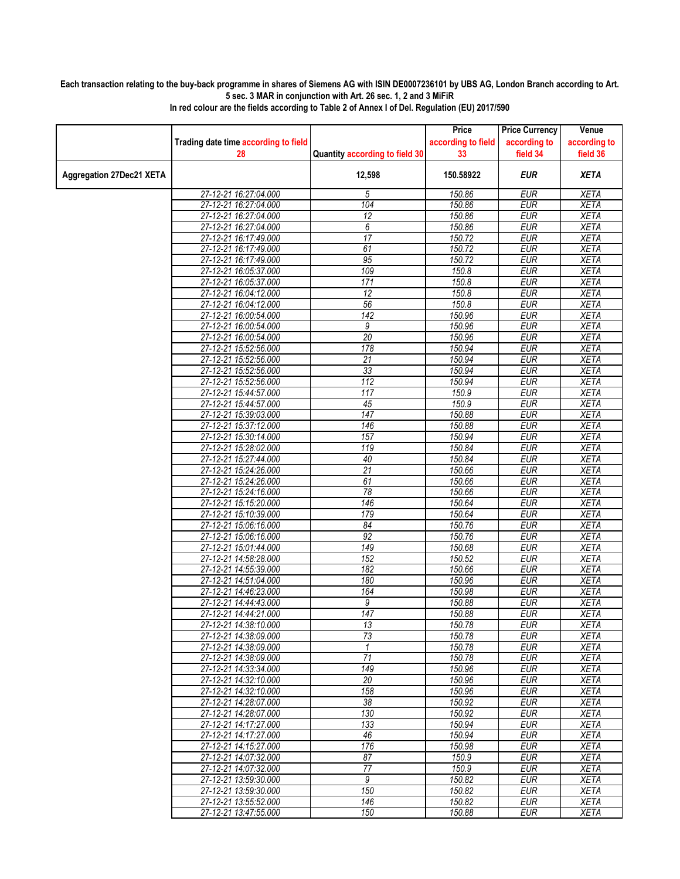**Each transaction relating to the buy-back programme in shares of Siemens AG with ISIN DE0007236101 by UBS AG, London Branch according to Art. 5 sec. 3 MAR in conjunction with Art. 26 sec. 1, 2 and 3 MiFiR**

**In red colour are the fields according to Table 2 of Annex I of Del. Regulation (EU) 2017/590**

| | Trading date time according to field 28 | Quantity according to field 30 | Price according to field 33 | Price Currency according to field 34 | Venue according to field 36 |
|---|---|---|---|---|---|
| **Aggregation 27Dec21 XETA** | | **12,598** | **150.58922** | ***EUR*** | ***XETA*** |
| | 27-12-21 16:27:04.000 | 5 | 150.86 | EUR | XETA |
| | 27-12-21 16:27:04.000 | 104 | 150.86 | EUR | XETA |
| | 27-12-21 16:27:04.000 | 12 | 150.86 | EUR | XETA |
| | 27-12-21 16:27:04.000 | 6 | 150.86 | EUR | XETA |
| | 27-12-21 16:17:49.000 | 17 | 150.72 | EUR | XETA |
| | 27-12-21 16:17:49.000 | 61 | 150.72 | EUR | XETA |
| | 27-12-21 16:17:49.000 | 95 | 150.72 | EUR | XETA |
| | 27-12-21 16:05:37.000 | 109 | 150.8 | EUR | XETA |
| | 27-12-21 16:05:37.000 | 171 | 150.8 | EUR | XETA |
| | 27-12-21 16:04:12.000 | 12 | 150.8 | EUR | XETA |
| | 27-12-21 16:04:12.000 | 56 | 150.8 | EUR | XETA |
| | 27-12-21 16:00:54.000 | 142 | 150.96 | EUR | XETA |
| | 27-12-21 16:00:54.000 | 9 | 150.96 | EUR | XETA |
| | 27-12-21 16:00:54.000 | 20 | 150.96 | EUR | XETA |
| | 27-12-21 15:52:56.000 | 178 | 150.94 | EUR | XETA |
| | 27-12-21 15:52:56.000 | 21 | 150.94 | EUR | XETA |
| | 27-12-21 15:52:56.000 | 33 | 150.94 | EUR | XETA |
| | 27-12-21 15:52:56.000 | 112 | 150.94 | EUR | XETA |
| | 27-12-21 15:44:57.000 | 117 | 150.9 | EUR | XETA |
| | 27-12-21 15:44:57.000 | 45 | 150.9 | EUR | XETA |
| | 27-12-21 15:39:03.000 | 147 | 150.88 | EUR | XETA |
| | 27-12-21 15:37:12.000 | 146 | 150.88 | EUR | XETA |
| | 27-12-21 15:30:14.000 | 157 | 150.94 | EUR | XETA |
| | 27-12-21 15:28:02.000 | 119 | 150.84 | EUR | XETA |
| | 27-12-21 15:27:44.000 | 40 | 150.84 | EUR | XETA |
| | 27-12-21 15:24:26.000 | 21 | 150.66 | EUR | XETA |
| | 27-12-21 15:24:26.000 | 61 | 150.66 | EUR | XETA |
| | 27-12-21 15:24:16.000 | 78 | 150.66 | EUR | XETA |
| | 27-12-21 15:15:20.000 | 146 | 150.64 | EUR | XETA |
| | 27-12-21 15:10:39.000 | 179 | 150.64 | EUR | XETA |
| | 27-12-21 15:06:16.000 | 84 | 150.76 | EUR | XETA |
| | 27-12-21 15:06:16.000 | 92 | 150.76 | EUR | XETA |
| | 27-12-21 15:01:44.000 | 149 | 150.68 | EUR | XETA |
| | 27-12-21 14:58:28.000 | 152 | 150.52 | EUR | XETA |
| | 27-12-21 14:55:39.000 | 182 | 150.66 | EUR | XETA |
| | 27-12-21 14:51:04.000 | 180 | 150.96 | EUR | XETA |
| | 27-12-21 14:46:23.000 | 164 | 150.98 | EUR | XETA |
| | 27-12-21 14:44:43.000 | 9 | 150.88 | EUR | XETA |
| | 27-12-21 14:44:21.000 | 147 | 150.88 | EUR | XETA |
| | 27-12-21 14:38:10.000 | 13 | 150.78 | EUR | XETA |
| | 27-12-21 14:38:09.000 | 73 | 150.78 | EUR | XETA |
| | 27-12-21 14:38:09.000 | 1 | 150.78 | EUR | XETA |
| | 27-12-21 14:38:09.000 | 71 | 150.78 | EUR | XETA |
| | 27-12-21 14:33:34.000 | 149 | 150.96 | EUR | XETA |
| | 27-12-21 14:32:10.000 | 20 | 150.96 | EUR | XETA |
| | 27-12-21 14:32:10.000 | 158 | 150.96 | EUR | XETA |
| | 27-12-21 14:28:07.000 | 38 | 150.92 | EUR | XETA |
| | 27-12-21 14:28:07.000 | 130 | 150.92 | EUR | XETA |
| | 27-12-21 14:17:27.000 | 133 | 150.94 | EUR | XETA |
| | 27-12-21 14:17:27.000 | 46 | 150.94 | EUR | XETA |
| | 27-12-21 14:15:27.000 | 176 | 150.98 | EUR | XETA |
| | 27-12-21 14:07:32.000 | 87 | 150.9 | EUR | XETA |
| | 27-12-21 14:07:32.000 | 77 | 150.9 | EUR | XETA |
| | 27-12-21 13:59:30.000 | 9 | 150.82 | EUR | XETA |
| | 27-12-21 13:59:30.000 | 150 | 150.82 | EUR | XETA |
| | 27-12-21 13:55:52.000 | 146 | 150.82 | EUR | XETA |
| | 27-12-21 13:47:55.000 | 150 | 150.88 | EUR | XETA |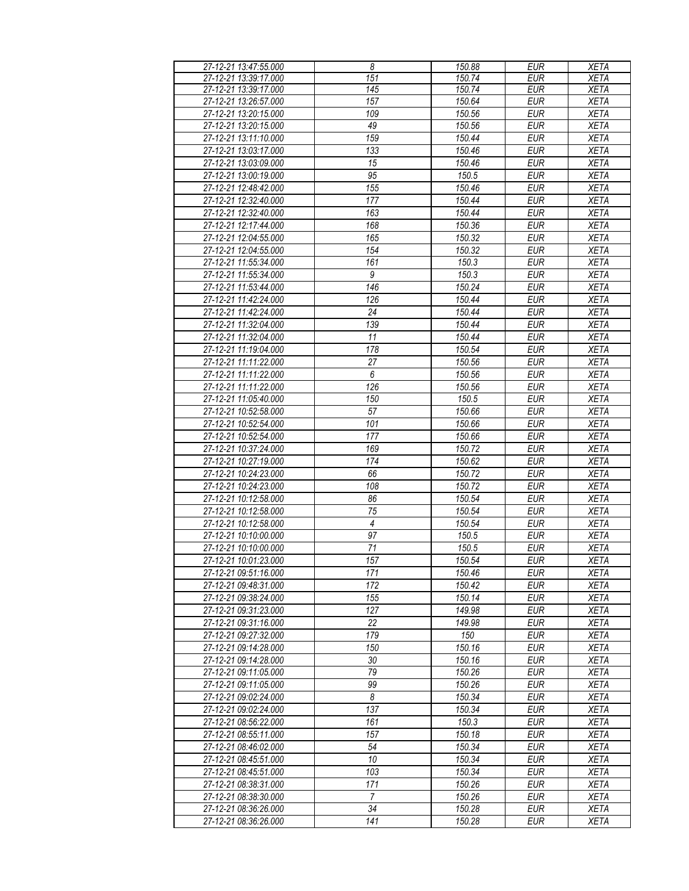| 27-12-21 13:47:55.000 | 8 | 150.88 | EUR | XETA |
|---|---|---|---|---|
| 27-12-21 13:39:17.000 | 151 | 150.74 | EUR | XETA |
| 27-12-21 13:39:17.000 | 145 | 150.74 | EUR | XETA |
| 27-12-21 13:26:57.000 | 157 | 150.64 | EUR | XETA |
| 27-12-21 13:20:15.000 | 109 | 150.56 | EUR | XETA |
| 27-12-21 13:20:15.000 | 49 | 150.56 | EUR | XETA |
| 27-12-21 13:11:10.000 | 159 | 150.44 | EUR | XETA |
| 27-12-21 13:03:17.000 | 133 | 150.46 | EUR | XETA |
| 27-12-21 13:03:09.000 | 15 | 150.46 | EUR | XETA |
| 27-12-21 13:00:19.000 | 95 | 150.5 | EUR | XETA |
| 27-12-21 12:48:42.000 | 155 | 150.46 | EUR | XETA |
| 27-12-21 12:32:40.000 | 177 | 150.44 | EUR | XETA |
| 27-12-21 12:32:40.000 | 163 | 150.44 | EUR | XETA |
| 27-12-21 12:17:44.000 | 168 | 150.36 | EUR | XETA |
| 27-12-21 12:04:55.000 | 165 | 150.32 | EUR | XETA |
| 27-12-21 12:04:55.000 | 154 | 150.32 | EUR | XETA |
| 27-12-21 11:55:34.000 | 161 | 150.3 | EUR | XETA |
| 27-12-21 11:55:34.000 | 9 | 150.3 | EUR | XETA |
| 27-12-21 11:53:44.000 | 146 | 150.24 | EUR | XETA |
| 27-12-21 11:42:24.000 | 126 | 150.44 | EUR | XETA |
| 27-12-21 11:42:24.000 | 24 | 150.44 | EUR | XETA |
| 27-12-21 11:32:04.000 | 139 | 150.44 | EUR | XETA |
| 27-12-21 11:32:04.000 | 11 | 150.44 | EUR | XETA |
| 27-12-21 11:19:04.000 | 178 | 150.54 | EUR | XETA |
| 27-12-21 11:11:22.000 | 27 | 150.56 | EUR | XETA |
| 27-12-21 11:11:22.000 | 6 | 150.56 | EUR | XETA |
| 27-12-21 11:11:22.000 | 126 | 150.56 | EUR | XETA |
| 27-12-21 11:05:40.000 | 150 | 150.5 | EUR | XETA |
| 27-12-21 10:52:58.000 | 57 | 150.66 | EUR | XETA |
| 27-12-21 10:52:54.000 | 101 | 150.66 | EUR | XETA |
| 27-12-21 10:52:54.000 | 177 | 150.66 | EUR | XETA |
| 27-12-21 10:37:24.000 | 169 | 150.72 | EUR | XETA |
| 27-12-21 10:27:19.000 | 174 | 150.62 | EUR | XETA |
| 27-12-21 10:24:23.000 | 66 | 150.72 | EUR | XETA |
| 27-12-21 10:24:23.000 | 108 | 150.72 | EUR | XETA |
| 27-12-21 10:12:58.000 | 86 | 150.54 | EUR | XETA |
| 27-12-21 10:12:58.000 | 75 | 150.54 | EUR | XETA |
| 27-12-21 10:12:58.000 | 4 | 150.54 | EUR | XETA |
| 27-12-21 10:10:00.000 | 97 | 150.5 | EUR | XETA |
| 27-12-21 10:10:00.000 | 71 | 150.5 | EUR | XETA |
| 27-12-21 10:01:23.000 | 157 | 150.54 | EUR | XETA |
| 27-12-21 09:51:16.000 | 171 | 150.46 | EUR | XETA |
| 27-12-21 09:48:31.000 | 172 | 150.42 | EUR | XETA |
| 27-12-21 09:38:24.000 | 155 | 150.14 | EUR | XETA |
| 27-12-21 09:31:23.000 | 127 | 149.98 | EUR | XETA |
| 27-12-21 09:31:16.000 | 22 | 149.98 | EUR | XETA |
| 27-12-21 09:27:32.000 | 179 | 150 | EUR | XETA |
| 27-12-21 09:14:28.000 | 150 | 150.16 | EUR | XETA |
| 27-12-21 09:14:28.000 | 30 | 150.16 | EUR | XETA |
| 27-12-21 09:11:05.000 | 79 | 150.26 | EUR | XETA |
| 27-12-21 09:11:05.000 | 99 | 150.26 | EUR | XETA |
| 27-12-21 09:02:24.000 | 8 | 150.34 | EUR | XETA |
| 27-12-21 09:02:24.000 | 137 | 150.34 | EUR | XETA |
| 27-12-21 08:56:22.000 | 161 | 150.3 | EUR | XETA |
| 27-12-21 08:55:11.000 | 157 | 150.18 | EUR | XETA |
| 27-12-21 08:46:02.000 | 54 | 150.34 | EUR | XETA |
| 27-12-21 08:45:51.000 | 10 | 150.34 | EUR | XETA |
| 27-12-21 08:45:51.000 | 103 | 150.34 | EUR | XETA |
| 27-12-21 08:38:31.000 | 171 | 150.26 | EUR | XETA |
| 27-12-21 08:38:30.000 | 7 | 150.26 | EUR | XETA |
| 27-12-21 08:36:26.000 | 34 | 150.28 | EUR | XETA |
| 27-12-21 08:36:26.000 | 141 | 150.28 | EUR | XETA |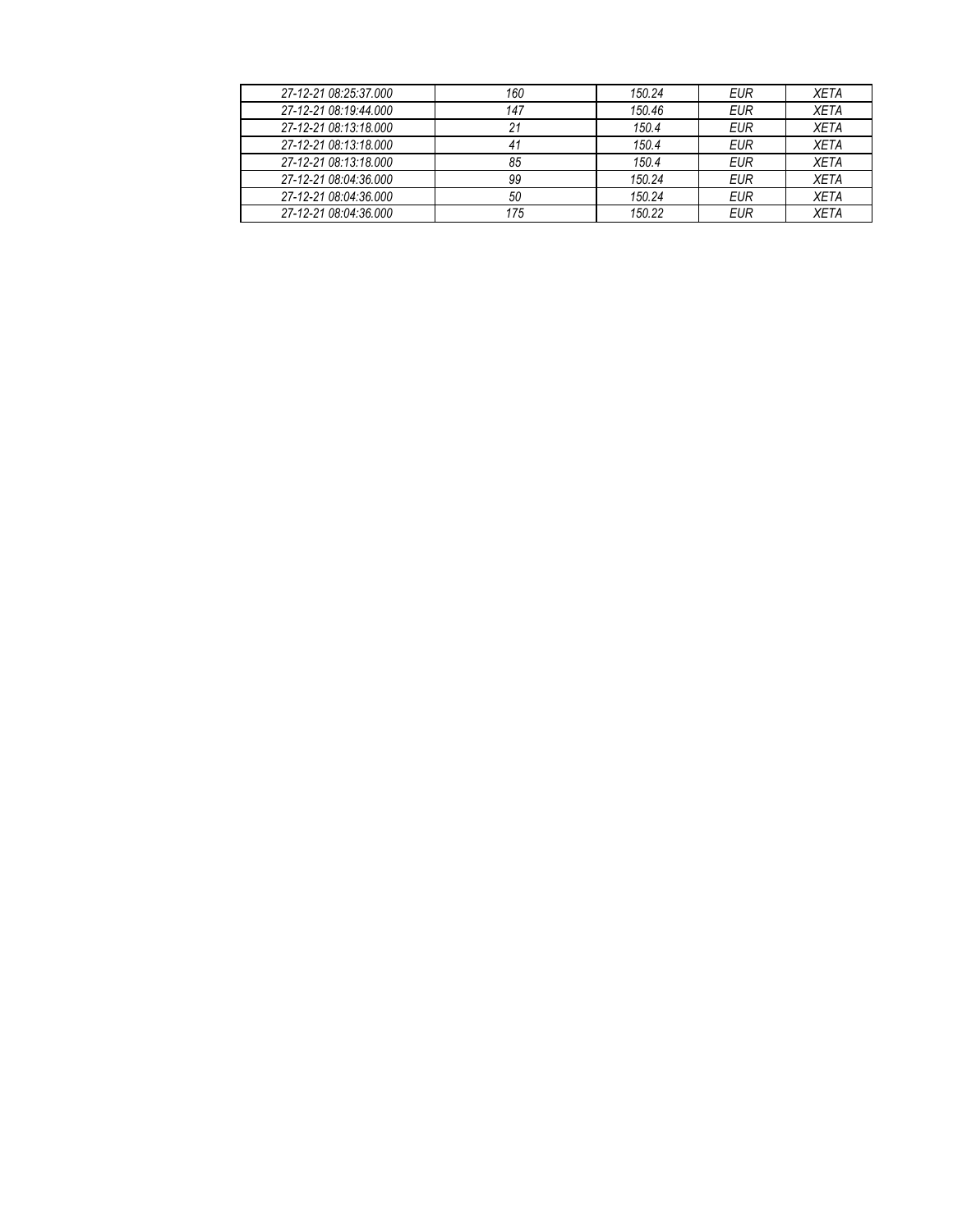| *27-12-21 08:25:37.000* | *160* | *150.24* | *EUR* | *XETA* |
|---|---|---|---|---|
| *27-12-21 08:19:44.000* | *147* | *150.46* | *EUR* | *XETA* |
| *27-12-21 08:13:18.000* | *21* | *150.4* | *EUR* | *XETA* |
| *27-12-21 08:13:18.000* | *41* | *150.4* | *EUR* | *XETA* |
| *27-12-21 08:13:18.000* | *85* | *150.4* | *EUR* | *XETA* |
| *27-12-21 08:04:36.000* | *99* | *150.24* | *EUR* | *XETA* |
| *27-12-21 08:04:36.000* | *50* | *150.24* | *EUR* | *XETA* |
| *27-12-21 08:04:36.000* | *175* | *150.22* | *EUR* | *XETA* |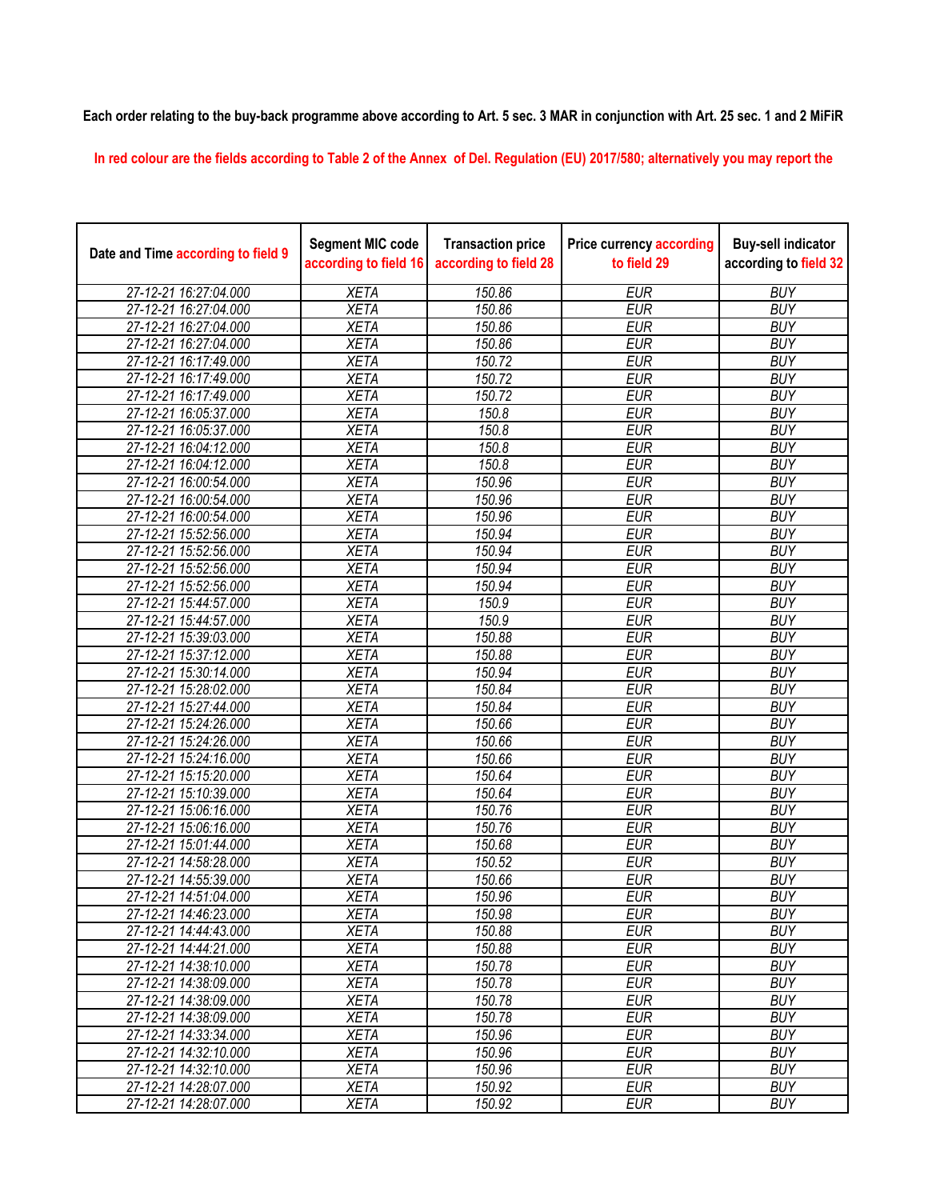**Each order relating to the buy-back programme above according to Art. 5 sec. 3 MAR in conjunction with Art. 25 sec. 1 and 2 MiFiR**

In red colour are the fields according to Table 2 of the Annex of Del. Regulation (EU) 2017/580; alternatively you may report the

| Date and Time according to field 9 | Segment MIC code according to field 16 | Transaction price according to field 28 | Price currency according to field 29 | Buy-sell indicator according to field 32 |
|---|---|---|---|---|
| 27-12-21 16:27:04.000 | XETA | 150.86 | EUR | BUY |
| 27-12-21 16:27:04.000 | XETA | 150.86 | EUR | BUY |
| 27-12-21 16:27:04.000 | XETA | 150.86 | EUR | BUY |
| 27-12-21 16:27:04.000 | XETA | 150.86 | EUR | BUY |
| 27-12-21 16:17:49.000 | XETA | 150.72 | EUR | BUY |
| 27-12-21 16:17:49.000 | XETA | 150.72 | EUR | BUY |
| 27-12-21 16:17:49.000 | XETA | 150.72 | EUR | BUY |
| 27-12-21 16:05:37.000 | XETA | 150.8 | EUR | BUY |
| 27-12-21 16:05:37.000 | XETA | 150.8 | EUR | BUY |
| 27-12-21 16:04:12.000 | XETA | 150.8 | EUR | BUY |
| 27-12-21 16:04:12.000 | XETA | 150.8 | EUR | BUY |
| 27-12-21 16:00:54.000 | XETA | 150.96 | EUR | BUY |
| 27-12-21 16:00:54.000 | XETA | 150.96 | EUR | BUY |
| 27-12-21 16:00:54.000 | XETA | 150.96 | EUR | BUY |
| 27-12-21 15:52:56.000 | XETA | 150.94 | EUR | BUY |
| 27-12-21 15:52:56.000 | XETA | 150.94 | EUR | BUY |
| 27-12-21 15:52:56.000 | XETA | 150.94 | EUR | BUY |
| 27-12-21 15:52:56.000 | XETA | 150.94 | EUR | BUY |
| 27-12-21 15:44:57.000 | XETA | 150.9 | EUR | BUY |
| 27-12-21 15:44:57.000 | XETA | 150.9 | EUR | BUY |
| 27-12-21 15:39:03.000 | XETA | 150.88 | EUR | BUY |
| 27-12-21 15:37:12.000 | XETA | 150.88 | EUR | BUY |
| 27-12-21 15:30:14.000 | XETA | 150.94 | EUR | BUY |
| 27-12-21 15:28:02.000 | XETA | 150.84 | EUR | BUY |
| 27-12-21 15:27:44.000 | XETA | 150.84 | EUR | BUY |
| 27-12-21 15:24:26.000 | XETA | 150.66 | EUR | BUY |
| 27-12-21 15:24:26.000 | XETA | 150.66 | EUR | BUY |
| 27-12-21 15:24:16.000 | XETA | 150.66 | EUR | BUY |
| 27-12-21 15:15:20.000 | XETA | 150.64 | EUR | BUY |
| 27-12-21 15:10:39.000 | XETA | 150.64 | EUR | BUY |
| 27-12-21 15:06:16.000 | XETA | 150.76 | EUR | BUY |
| 27-12-21 15:06:16.000 | XETA | 150.76 | EUR | BUY |
| 27-12-21 15:01:44.000 | XETA | 150.68 | EUR | BUY |
| 27-12-21 14:58:28.000 | XETA | 150.52 | EUR | BUY |
| 27-12-21 14:55:39.000 | XETA | 150.66 | EUR | BUY |
| 27-12-21 14:51:04.000 | XETA | 150.96 | EUR | BUY |
| 27-12-21 14:46:23.000 | XETA | 150.98 | EUR | BUY |
| 27-12-21 14:44:43.000 | XETA | 150.88 | EUR | BUY |
| 27-12-21 14:44:21.000 | XETA | 150.88 | EUR | BUY |
| 27-12-21 14:38:10.000 | XETA | 150.78 | EUR | BUY |
| 27-12-21 14:38:09.000 | XETA | 150.78 | EUR | BUY |
| 27-12-21 14:38:09.000 | XETA | 150.78 | EUR | BUY |
| 27-12-21 14:38:09.000 | XETA | 150.78 | EUR | BUY |
| 27-12-21 14:33:34.000 | XETA | 150.96 | EUR | BUY |
| 27-12-21 14:32:10.000 | XETA | 150.96 | EUR | BUY |
| 27-12-21 14:32:10.000 | XETA | 150.96 | EUR | BUY |
| 27-12-21 14:28:07.000 | XETA | 150.92 | EUR | BUY |
| 27-12-21 14:28:07.000 | XETA | 150.92 | EUR | BUY |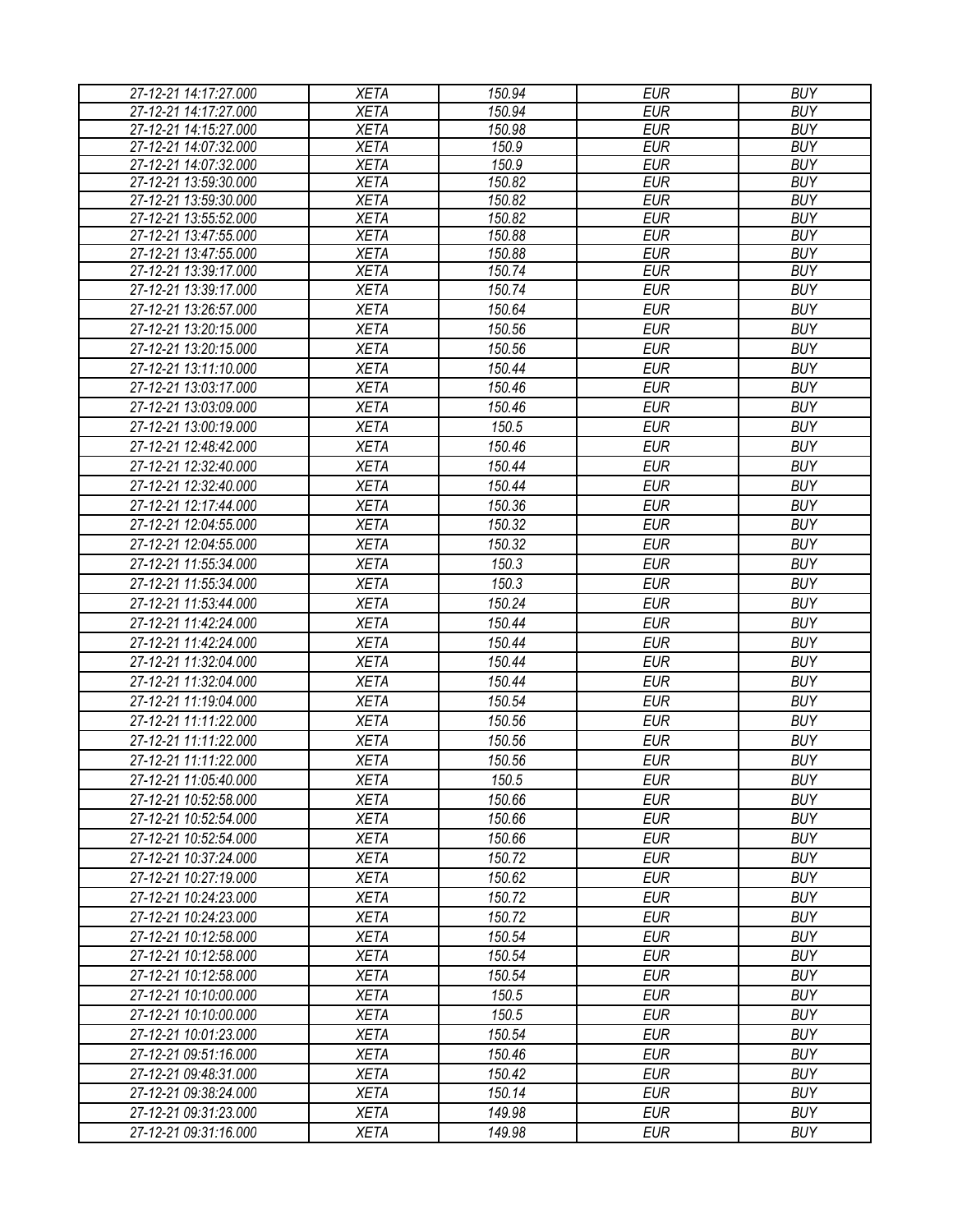| 27-12-21 14:17:27.000 | XETA | 150.94 | EUR | BUY |
|---|---|---|---|---|
| 27-12-21 14:17:27.000 | XETA | 150.94 | EUR | BUY |
| 27-12-21 14:15:27.000 | XETA | 150.98 | EUR | BUY |
| 27-12-21 14:07:32.000 | XETA | 150.9 | EUR | BUY |
| 27-12-21 14:07:32.000 | XETA | 150.9 | EUR | BUY |
| 27-12-21 13:59:30.000 | XETA | 150.82 | EUR | BUY |
| 27-12-21 13:59:30.000 | XETA | 150.82 | EUR | BUY |
| 27-12-21 13:55:52.000 | XETA | 150.82 | EUR | BUY |
| 27-12-21 13:47:55.000 | XETA | 150.88 | EUR | BUY |
| 27-12-21 13:47:55.000 | XETA | 150.88 | EUR | BUY |
| 27-12-21 13:39:17.000 | XETA | 150.74 | EUR | BUY |
| 27-12-21 13:39:17.000 | XETA | 150.74 | EUR | BUY |
| 27-12-21 13:26:57.000 | XETA | 150.64 | EUR | BUY |
| 27-12-21 13:20:15.000 | XETA | 150.56 | EUR | BUY |
| 27-12-21 13:20:15.000 | XETA | 150.56 | EUR | BUY |
| 27-12-21 13:11:10.000 | XETA | 150.44 | EUR | BUY |
| 27-12-21 13:03:17.000 | XETA | 150.46 | EUR | BUY |
| 27-12-21 13:03:09.000 | XETA | 150.46 | EUR | BUY |
| 27-12-21 13:00:19.000 | XETA | 150.5 | EUR | BUY |
| 27-12-21 12:48:42.000 | XETA | 150.46 | EUR | BUY |
| 27-12-21 12:32:40.000 | XETA | 150.44 | EUR | BUY |
| 27-12-21 12:32:40.000 | XETA | 150.44 | EUR | BUY |
| 27-12-21 12:17:44.000 | XETA | 150.36 | EUR | BUY |
| 27-12-21 12:04:55.000 | XETA | 150.32 | EUR | BUY |
| 27-12-21 12:04:55.000 | XETA | 150.32 | EUR | BUY |
| 27-12-21 11:55:34.000 | XETA | 150.3 | EUR | BUY |
| 27-12-21 11:55:34.000 | XETA | 150.3 | EUR | BUY |
| 27-12-21 11:53:44.000 | XETA | 150.24 | EUR | BUY |
| 27-12-21 11:42:24.000 | XETA | 150.44 | EUR | BUY |
| 27-12-21 11:42:24.000 | XETA | 150.44 | EUR | BUY |
| 27-12-21 11:32:04.000 | XETA | 150.44 | EUR | BUY |
| 27-12-21 11:32:04.000 | XETA | 150.44 | EUR | BUY |
| 27-12-21 11:19:04.000 | XETA | 150.54 | EUR | BUY |
| 27-12-21 11:11:22.000 | XETA | 150.56 | EUR | BUY |
| 27-12-21 11:11:22.000 | XETA | 150.56 | EUR | BUY |
| 27-12-21 11:11:22.000 | XETA | 150.56 | EUR | BUY |
| 27-12-21 11:05:40.000 | XETA | 150.5 | EUR | BUY |
| 27-12-21 10:52:58.000 | XETA | 150.66 | EUR | BUY |
| 27-12-21 10:52:54.000 | XETA | 150.66 | EUR | BUY |
| 27-12-21 10:52:54.000 | XETA | 150.66 | EUR | BUY |
| 27-12-21 10:37:24.000 | XETA | 150.72 | EUR | BUY |
| 27-12-21 10:27:19.000 | XETA | 150.62 | EUR | BUY |
| 27-12-21 10:24:23.000 | XETA | 150.72 | EUR | BUY |
| 27-12-21 10:24:23.000 | XETA | 150.72 | EUR | BUY |
| 27-12-21 10:12:58.000 | XETA | 150.54 | EUR | BUY |
| 27-12-21 10:12:58.000 | XETA | 150.54 | EUR | BUY |
| 27-12-21 10:12:58.000 | XETA | 150.54 | EUR | BUY |
| 27-12-21 10:10:00.000 | XETA | 150.5 | EUR | BUY |
| 27-12-21 10:10:00.000 | XETA | 150.5 | EUR | BUY |
| 27-12-21 10:01:23.000 | XETA | 150.54 | EUR | BUY |
| 27-12-21 09:51:16.000 | XETA | 150.46 | EUR | BUY |
| 27-12-21 09:48:31.000 | XETA | 150.42 | EUR | BUY |
| 27-12-21 09:38:24.000 | XETA | 150.14 | EUR | BUY |
| 27-12-21 09:31:23.000 | XETA | 149.98 | EUR | BUY |
| 27-12-21 09:31:16.000 | XETA | 149.98 | EUR | BUY |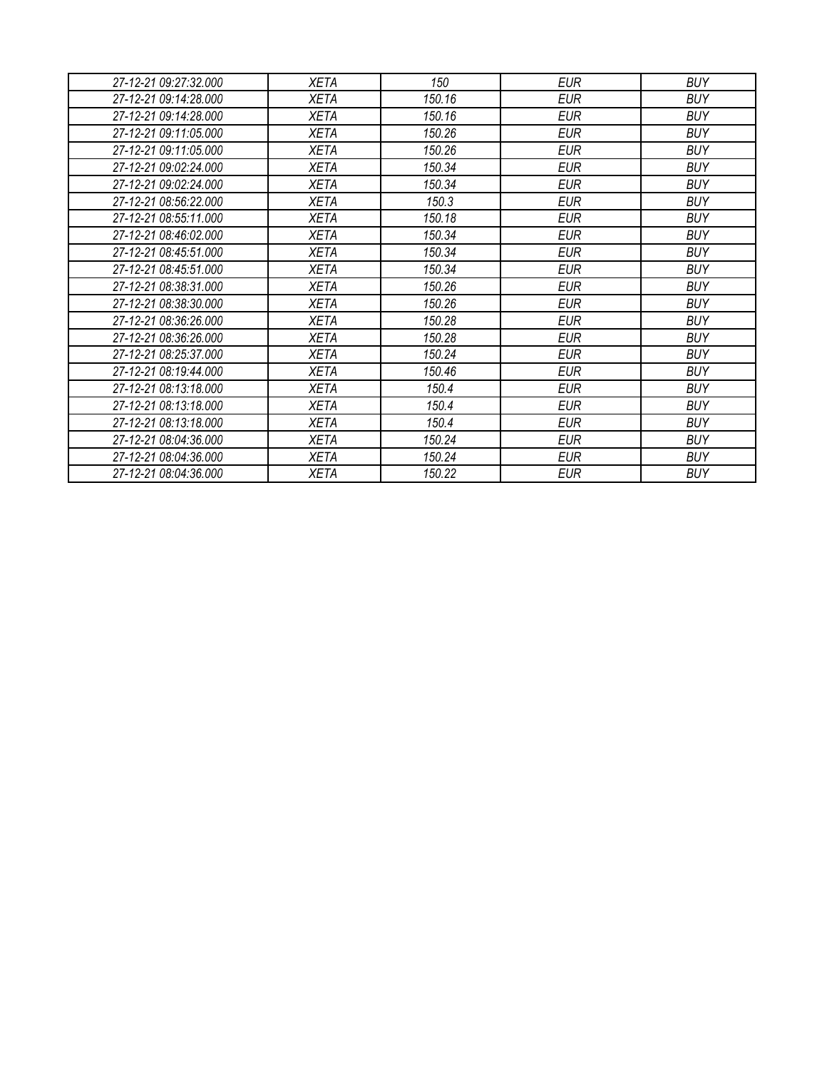| | | | | |
|---|---|---|---|---|
| *27-12-21 09:27:32.000* | *XETA* | *150* | *EUR* | *BUY* |
| *27-12-21 09:14:28.000* | *XETA* | *150.16* | *EUR* | *BUY* |
| *27-12-21 09:14:28.000* | *XETA* | *150.16* | *EUR* | *BUY* |
| *27-12-21 09:11:05.000* | *XETA* | *150.26* | *EUR* | *BUY* |
| *27-12-21 09:11:05.000* | *XETA* | *150.26* | *EUR* | *BUY* |
| *27-12-21 09:02:24.000* | *XETA* | *150.34* | *EUR* | *BUY* |
| *27-12-21 09:02:24.000* | *XETA* | *150.34* | *EUR* | *BUY* |
| *27-12-21 08:56:22.000* | *XETA* | *150.3* | *EUR* | *BUY* |
| *27-12-21 08:55:11.000* | *XETA* | *150.18* | *EUR* | *BUY* |
| *27-12-21 08:46:02.000* | *XETA* | *150.34* | *EUR* | *BUY* |
| *27-12-21 08:45:51.000* | *XETA* | *150.34* | *EUR* | *BUY* |
| *27-12-21 08:45:51.000* | *XETA* | *150.34* | *EUR* | *BUY* |
| *27-12-21 08:38:31.000* | *XETA* | *150.26* | *EUR* | *BUY* |
| *27-12-21 08:38:30.000* | *XETA* | *150.26* | *EUR* | *BUY* |
| *27-12-21 08:36:26.000* | *XETA* | *150.28* | *EUR* | *BUY* |
| *27-12-21 08:36:26.000* | *XETA* | *150.28* | *EUR* | *BUY* |
| *27-12-21 08:25:37.000* | *XETA* | *150.24* | *EUR* | *BUY* |
| *27-12-21 08:19:44.000* | *XETA* | *150.46* | *EUR* | *BUY* |
| *27-12-21 08:13:18.000* | *XETA* | *150.4* | *EUR* | *BUY* |
| *27-12-21 08:13:18.000* | *XETA* | *150.4* | *EUR* | *BUY* |
| *27-12-21 08:13:18.000* | *XETA* | *150.4* | *EUR* | *BUY* |
| *27-12-21 08:04:36.000* | *XETA* | *150.24* | *EUR* | *BUY* |
| *27-12-21 08:04:36.000* | *XETA* | *150.24* | *EUR* | *BUY* |
| *27-12-21 08:04:36.000* | *XETA* | *150.22* | *EUR* | *BUY* |